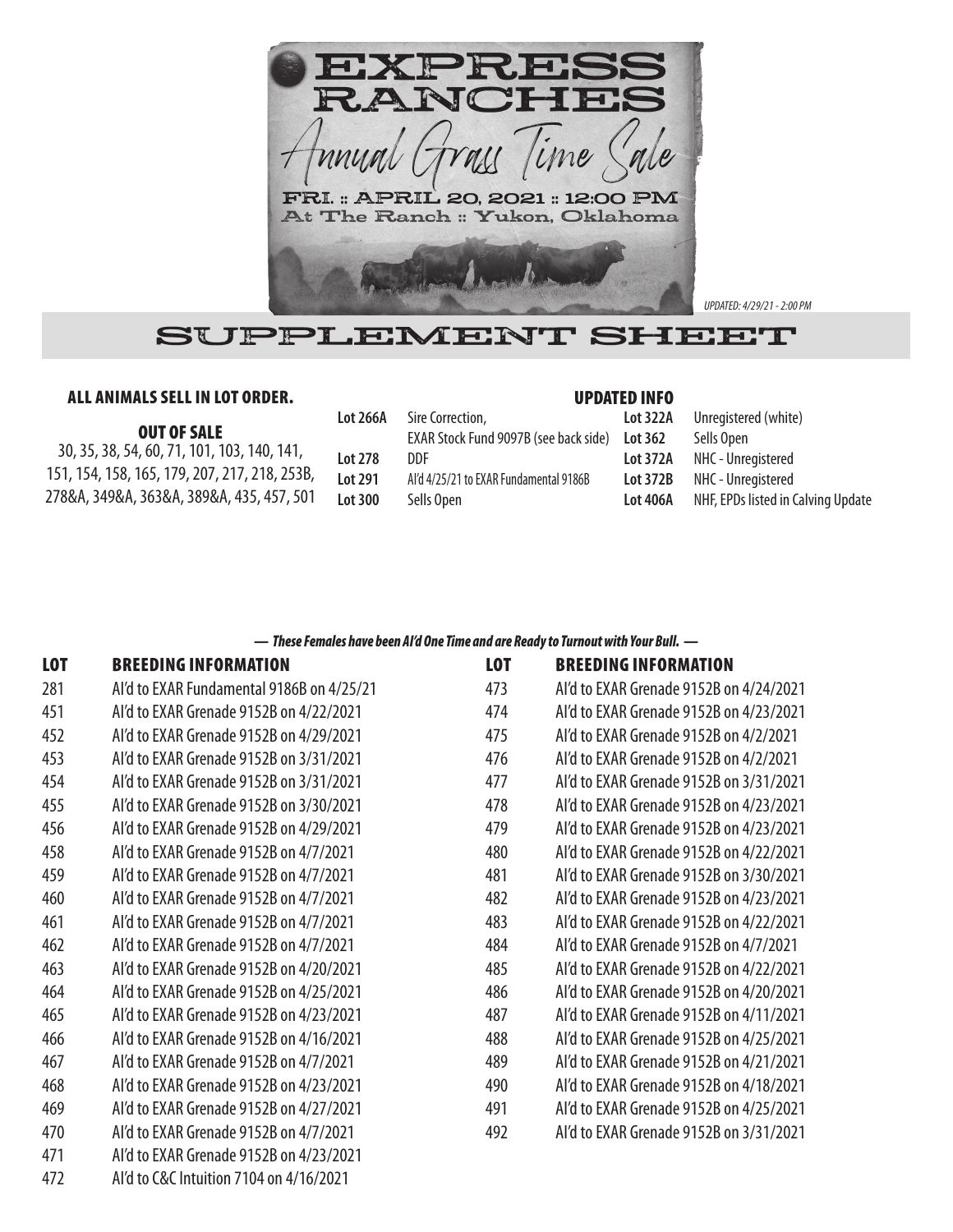# EXPRESS RANCHES

## Annual Grass Time Sale

FRI. :: APRIL 20, 2021 :: 12:00 PM
At The Ranch :: Yukon, Oklahoma

*UPDATED: 4/29/21 - 2:00 PM*

# SUPPLEMENT SHEET

### ALL ANIMALS SELL IN LOT ORDER.

### OUT OF SALE

30, 35, 38, 54, 60, 71, 101, 103, 140, 141, 151, 154, 158, 165, 179, 207, 217, 218, 253B, 278&A, 349&A, 363&A, 389&A, 435, 457, 501

### UPDATED INFO

| Lot | Info |
|---|---|
| **Lot 266A** | Sire Correction, EXAR Stock Fund 9097B (see back side) |
| **Lot 278** | DDF |
| **Lot 291** | AI'd 4/25/21 to EXAR Fundamental 9186B |
| **Lot 300** | Sells Open |
| **Lot 322A** | Unregistered (white) |
| **Lot 362** | Sells Open |
| **Lot 372A** | NHC - Unregistered |
| **Lot 372B** | NHC - Unregistered |
| **Lot 406A** | NHF, EPDs listed in Calving Update |

***— These Females have been AI'd One Time and are Ready to Turnout with Your Bull. —***

| LOT | BREEDING INFORMATION |
|---|---|
| 281 | AI'd to EXAR Fundamental 9186B on 4/25/21 |
| 451 | AI'd to EXAR Grenade 9152B on 4/22/2021 |
| 452 | AI'd to EXAR Grenade 9152B on 4/29/2021 |
| 453 | AI'd to EXAR Grenade 9152B on 3/31/2021 |
| 454 | AI'd to EXAR Grenade 9152B on 3/31/2021 |
| 455 | AI'd to EXAR Grenade 9152B on 3/30/2021 |
| 456 | AI'd to EXAR Grenade 9152B on 4/29/2021 |
| 458 | AI'd to EXAR Grenade 9152B on 4/7/2021 |
| 459 | AI'd to EXAR Grenade 9152B on 4/7/2021 |
| 460 | AI'd to EXAR Grenade 9152B on 4/7/2021 |
| 461 | AI'd to EXAR Grenade 9152B on 4/7/2021 |
| 462 | AI'd to EXAR Grenade 9152B on 4/7/2021 |
| 463 | AI'd to EXAR Grenade 9152B on 4/20/2021 |
| 464 | AI'd to EXAR Grenade 9152B on 4/25/2021 |
| 465 | AI'd to EXAR Grenade 9152B on 4/23/2021 |
| 466 | AI'd to EXAR Grenade 9152B on 4/16/2021 |
| 467 | AI'd to EXAR Grenade 9152B on 4/7/2021 |
| 468 | AI'd to EXAR Grenade 9152B on 4/23/2021 |
| 469 | AI'd to EXAR Grenade 9152B on 4/27/2021 |
| 470 | AI'd to EXAR Grenade 9152B on 4/7/2021 |
| 471 | AI'd to EXAR Grenade 9152B on 4/23/2021 |
| 472 | AI'd to C&C Intuition 7104 on 4/16/2021 |
| 473 | AI'd to EXAR Grenade 9152B on 4/24/2021 |
| 474 | AI'd to EXAR Grenade 9152B on 4/23/2021 |
| 475 | AI'd to EXAR Grenade 9152B on 4/2/2021 |
| 476 | AI'd to EXAR Grenade 9152B on 4/2/2021 |
| 477 | AI'd to EXAR Grenade 9152B on 3/31/2021 |
| 478 | AI'd to EXAR Grenade 9152B on 4/23/2021 |
| 479 | AI'd to EXAR Grenade 9152B on 4/23/2021 |
| 480 | AI'd to EXAR Grenade 9152B on 4/22/2021 |
| 481 | AI'd to EXAR Grenade 9152B on 3/30/2021 |
| 482 | AI'd to EXAR Grenade 9152B on 4/23/2021 |
| 483 | AI'd to EXAR Grenade 9152B on 4/22/2021 |
| 484 | AI'd to EXAR Grenade 9152B on 4/7/2021 |
| 485 | AI'd to EXAR Grenade 9152B on 4/22/2021 |
| 486 | AI'd to EXAR Grenade 9152B on 4/20/2021 |
| 487 | AI'd to EXAR Grenade 9152B on 4/11/2021 |
| 488 | AI'd to EXAR Grenade 9152B on 4/25/2021 |
| 489 | AI'd to EXAR Grenade 9152B on 4/21/2021 |
| 490 | AI'd to EXAR Grenade 9152B on 4/18/2021 |
| 491 | AI'd to EXAR Grenade 9152B on 4/25/2021 |
| 492 | AI'd to EXAR Grenade 9152B on 3/31/2021 |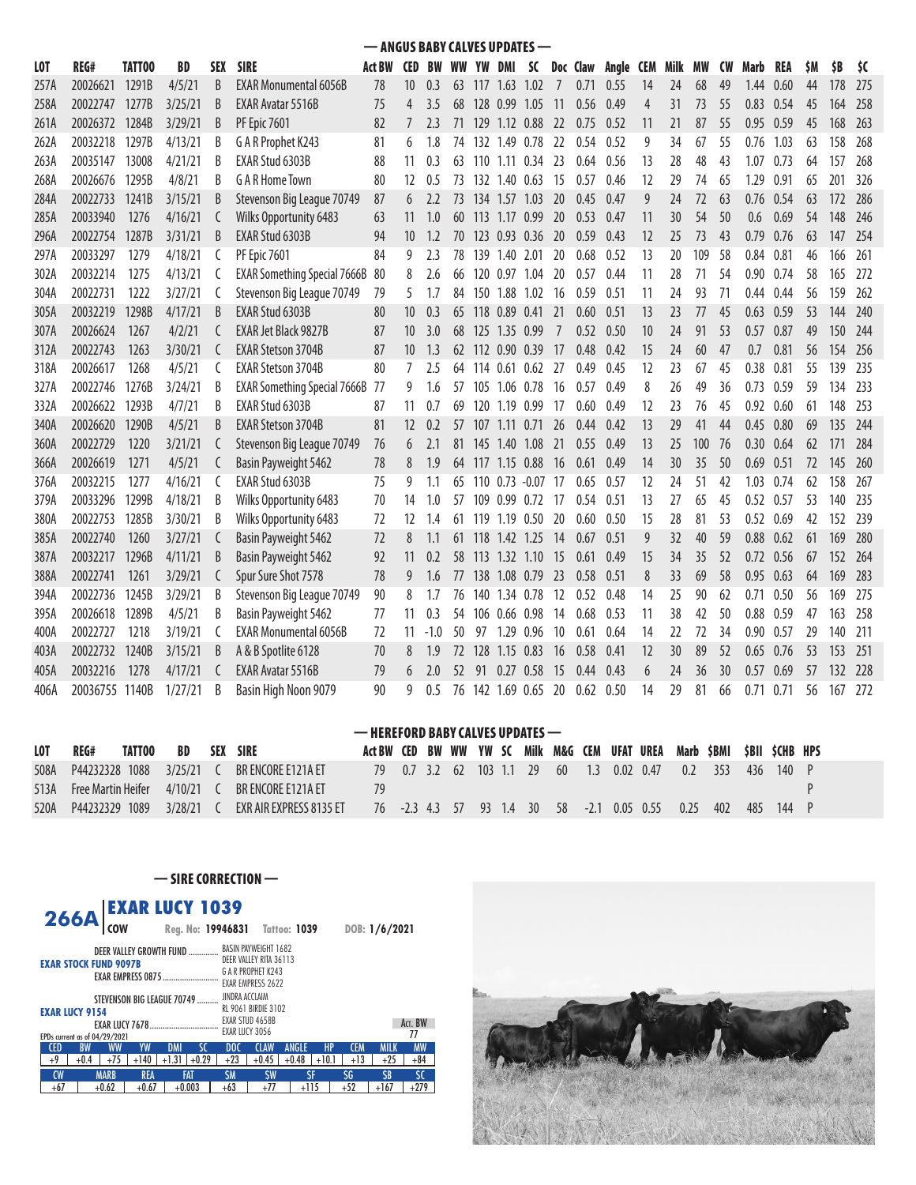## — ANGUS BABY CALVES UPDATES —

| LOT | REG# | TATTOO | BD | SEX | SIRE | Act BW | CED | BW | WW | YW | DMI | SC | Doc | Claw | Angle | CEM | Milk | MW | CW | Marb | REA | $M | $B | $C |
|---|---|---|---|---|---|---|---|---|---|---|---|---|---|---|---|---|---|---|---|---|---|---|---|---|
| 257A | 20026621 | 1291B | 4/5/21 | B | EXAR Monumental 6056B | 78 | 10 | 0.3 | 63 | 117 | 1.63 | 1.02 | 7 | 0.71 | 0.55 | 14 | 24 | 68 | 49 | 1.44 | 0.60 | 44 | 178 | 275 |
| 258A | 20022747 | 1277B | 3/25/21 | B | EXAR Avatar 5516B | 75 | 4 | 3.5 | 68 | 128 | 0.99 | 1.05 | 11 | 0.56 | 0.49 | 4 | 31 | 73 | 55 | 0.83 | 0.54 | 45 | 164 | 258 |
| 261A | 20026372 | 1284B | 3/29/21 | B | PF Epic 7601 | 82 | 7 | 2.3 | 71 | 129 | 1.12 | 0.88 | 22 | 0.75 | 0.52 | 11 | 21 | 87 | 55 | 0.95 | 0.59 | 45 | 168 | 263 |
| 262A | 20032218 | 1297B | 4/13/21 | B | G A R Prophet K243 | 81 | 6 | 1.8 | 74 | 132 | 1.49 | 0.78 | 22 | 0.54 | 0.52 | 9 | 34 | 67 | 55 | 0.76 | 1.03 | 63 | 158 | 268 |
| 263A | 20035147 | 13008 | 4/21/21 | B | EXAR Stud 6303B | 88 | 11 | 0.3 | 63 | 110 | 1.11 | 0.34 | 23 | 0.64 | 0.56 | 13 | 28 | 48 | 43 | 1.07 | 0.73 | 64 | 157 | 268 |
| 268A | 20026676 | 1295B | 4/8/21 | B | G A R Home Town | 80 | 12 | 0.5 | 73 | 132 | 1.40 | 0.63 | 15 | 0.57 | 0.46 | 12 | 29 | 74 | 65 | 1.29 | 0.91 | 65 | 201 | 326 |
| 284A | 20022733 | 1241B | 3/15/21 | B | Stevenson Big League 70749 | 87 | 6 | 2.2 | 73 | 134 | 1.57 | 1.03 | 20 | 0.45 | 0.47 | 9 | 24 | 72 | 63 | 0.76 | 0.54 | 63 | 172 | 286 |
| 285A | 20033940 | 1276 | 4/16/21 | C | Wilks Opportunity 6483 | 63 | 11 | 1.0 | 60 | 113 | 1.17 | 0.99 | 20 | 0.53 | 0.47 | 11 | 30 | 54 | 50 | 0.6 | 0.69 | 54 | 148 | 246 |
| 296A | 20022754 | 1287B | 3/31/21 | B | EXAR Stud 6303B | 94 | 10 | 1.2 | 70 | 123 | 0.93 | 0.36 | 20 | 0.59 | 0.43 | 12 | 25 | 73 | 43 | 0.79 | 0.76 | 63 | 147 | 254 |
| 297A | 20033297 | 1279 | 4/18/21 | C | PF Epic 7601 | 84 | 9 | 2.3 | 78 | 139 | 1.40 | 2.01 | 20 | 0.68 | 0.52 | 13 | 20 | 109 | 58 | 0.84 | 0.81 | 46 | 166 | 261 |
| 302A | 20032214 | 1275 | 4/13/21 | C | EXAR Something Special 7666B | 80 | 8 | 2.6 | 66 | 120 | 0.97 | 1.04 | 20 | 0.57 | 0.44 | 11 | 28 | 71 | 54 | 0.90 | 0.74 | 58 | 165 | 272 |
| 304A | 20022731 | 1222 | 3/27/21 | C | Stevenson Big League 70749 | 79 | 5 | 1.7 | 84 | 150 | 1.88 | 1.02 | 16 | 0.59 | 0.51 | 11 | 24 | 93 | 71 | 0.44 | 0.44 | 56 | 159 | 262 |
| 305A | 20032219 | 1298B | 4/17/21 | B | EXAR Stud 6303B | 80 | 10 | 0.3 | 65 | 118 | 0.89 | 0.41 | 21 | 0.60 | 0.51 | 13 | 23 | 77 | 45 | 0.63 | 0.59 | 53 | 144 | 240 |
| 307A | 20026624 | 1267 | 4/2/21 | C | EXAR Jet Black 9827B | 87 | 10 | 3.0 | 68 | 125 | 1.35 | 0.99 | 7 | 0.52 | 0.50 | 10 | 24 | 91 | 53 | 0.57 | 0.87 | 49 | 150 | 244 |
| 312A | 20022743 | 1263 | 3/30/21 | C | EXAR Stetson 3704B | 87 | 10 | 1.3 | 62 | 112 | 0.90 | 0.39 | 17 | 0.48 | 0.42 | 15 | 24 | 60 | 47 | 0.7 | 0.81 | 56 | 154 | 256 |
| 318A | 20026617 | 1268 | 4/5/21 | C | EXAR Stetson 3704B | 80 | 7 | 2.5 | 64 | 114 | 0.61 | 0.62 | 27 | 0.49 | 0.45 | 12 | 23 | 67 | 45 | 0.38 | 0.81 | 55 | 139 | 235 |
| 327A | 20022746 | 1276B | 3/24/21 | B | EXAR Something Special 7666B | 77 | 9 | 1.6 | 57 | 105 | 1.06 | 0.78 | 16 | 0.57 | 0.49 | 8 | 26 | 49 | 36 | 0.73 | 0.59 | 59 | 134 | 233 |
| 332A | 20026622 | 1293B | 4/7/21 | B | EXAR Stud 6303B | 87 | 11 | 0.7 | 69 | 120 | 1.19 | 0.99 | 17 | 0.60 | 0.49 | 12 | 23 | 76 | 45 | 0.92 | 0.60 | 61 | 148 | 253 |
| 340A | 20026620 | 1290B | 4/5/21 | B | EXAR Stetson 3704B | 81 | 12 | 0.2 | 57 | 107 | 1.11 | 0.71 | 26 | 0.44 | 0.42 | 13 | 29 | 41 | 44 | 0.45 | 0.80 | 69 | 135 | 244 |
| 360A | 20022729 | 1220 | 3/21/21 | C | Stevenson Big League 70749 | 76 | 6 | 2.1 | 81 | 145 | 1.40 | 1.08 | 21 | 0.55 | 0.49 | 13 | 25 | 100 | 76 | 0.30 | 0.64 | 62 | 171 | 284 |
| 366A | 20026619 | 1271 | 4/5/21 | C | Basin Payweight 5462 | 78 | 8 | 1.9 | 64 | 117 | 1.15 | 0.88 | 16 | 0.61 | 0.49 | 14 | 30 | 35 | 50 | 0.69 | 0.51 | 72 | 145 | 260 |
| 376A | 20032215 | 1277 | 4/16/21 | C | EXAR Stud 6303B | 75 | 9 | 1.1 | 65 | 110 | 0.73 | -0.07 | 17 | 0.65 | 0.57 | 12 | 24 | 51 | 42 | 1.03 | 0.74 | 62 | 158 | 267 |
| 379A | 20033296 | 1299B | 4/18/21 | B | Wilks Opportunity 6483 | 70 | 14 | 1.0 | 57 | 109 | 0.99 | 0.72 | 17 | 0.54 | 0.51 | 13 | 27 | 65 | 45 | 0.52 | 0.57 | 53 | 140 | 235 |
| 380A | 20022753 | 1285B | 3/30/21 | B | Wilks Opportunity 6483 | 72 | 12 | 1.4 | 61 | 119 | 1.19 | 0.50 | 20 | 0.60 | 0.50 | 15 | 28 | 81 | 53 | 0.52 | 0.69 | 42 | 152 | 239 |
| 385A | 20022740 | 1260 | 3/27/21 | C | Basin Payweight 5462 | 72 | 8 | 1.1 | 61 | 118 | 1.42 | 1.25 | 14 | 0.67 | 0.51 | 9 | 32 | 40 | 59 | 0.88 | 0.62 | 61 | 169 | 280 |
| 387A | 20032217 | 1296B | 4/11/21 | B | Basin Payweight 5462 | 92 | 11 | 0.2 | 58 | 113 | 1.32 | 1.10 | 15 | 0.61 | 0.49 | 15 | 34 | 35 | 52 | 0.72 | 0.56 | 67 | 152 | 264 |
| 388A | 20022741 | 1261 | 3/29/21 | C | Spur Sure Shot 7578 | 78 | 9 | 1.6 | 77 | 138 | 1.08 | 0.79 | 23 | 0.58 | 0.51 | 8 | 33 | 69 | 58 | 0.95 | 0.63 | 64 | 169 | 283 |
| 394A | 20022736 | 1245B | 3/29/21 | B | Stevenson Big League 70749 | 90 | 8 | 1.7 | 76 | 140 | 1.34 | 0.78 | 12 | 0.52 | 0.48 | 14 | 25 | 90 | 62 | 0.71 | 0.50 | 56 | 169 | 275 |
| 395A | 20026618 | 1289B | 4/5/21 | B | Basin Payweight 5462 | 77 | 11 | 0.3 | 54 | 106 | 0.66 | 0.98 | 14 | 0.68 | 0.53 | 11 | 38 | 42 | 50 | 0.88 | 0.59 | 47 | 163 | 258 |
| 400A | 20022727 | 1218 | 3/19/21 | C | EXAR Monumental 6056B | 72 | 11 | -1.0 | 50 | 97 | 1.29 | 0.96 | 10 | 0.61 | 0.64 | 14 | 22 | 72 | 34 | 0.90 | 0.57 | 29 | 140 | 211 |
| 403A | 20022732 | 1240B | 3/15/21 | B | A & B Spotlite 6128 | 70 | 8 | 1.9 | 72 | 128 | 1.15 | 0.83 | 16 | 0.58 | 0.41 | 12 | 30 | 89 | 52 | 0.65 | 0.76 | 53 | 153 | 251 |
| 405A | 20032216 | 1278 | 4/17/21 | C | EXAR Avatar 5516B | 79 | 6 | 2.0 | 52 | 91 | 0.27 | 0.58 | 15 | 0.44 | 0.43 | 6 | 24 | 36 | 30 | 0.57 | 0.69 | 57 | 132 | 228 |
| 406A | 20036755 | 1140B | 1/27/21 | B | Basin High Noon 9079 | 90 | 9 | 0.5 | 76 | 142 | 1.69 | 0.65 | 20 | 0.62 | 0.50 | 14 | 29 | 81 | 66 | 0.71 | 0.71 | 56 | 167 | 272 |

## — HEREFORD BABY CALVES UPDATES —

| LOT | REG# | TATTOO | BD | SEX | SIRE | Act BW | CED | BW | WW | YW | SC | Milk | M&G | CEM | UFAT | UREA | Marb | $BMI | $BII | $CHB | HPS |
|---|---|---|---|---|---|---|---|---|---|---|---|---|---|---|---|---|---|---|---|---|---|
| 508A | P44232328 | 1088 | 3/25/21 | C | BR ENCORE E121A ET | 79 | 0.7 | 3.2 | 62 | 103 | 1.1 | 29 | 60 | 1.3 | 0.02 | 0.47 | 0.2 | 353 | 436 | 140 | P |
| 513A | Free Martin Heifer | | 4/10/21 | C | BR ENCORE E121A ET | 79 | | | | | | | | | | | | | | | P |
| 520A | P44232329 | 1089 | 3/28/21 | C | EXR AIR EXPRESS 8135 ET | 76 | -2.3 | 4.3 | 57 | 93 | 1.4 | 30 | 58 | -2.1 | 0.05 | 0.55 | 0.25 | 402 | 485 | 144 | P |

## — SIRE CORRECTION —

### 266A EXAR LUCY 1039

COW Reg. No: 19946831 Tattoo: 1039 DOB: 1/6/2021

- EXAR STOCK FUND 9097B
  - DEER VALLEY GROWTH FUND
    - BASIN PAYWEIGHT 1682
    - DEER VALLEY RITA 36113
  - EXAR EMPRESS 0875
    - G A R PROPHET K243
    - EXAR EMPRESS 2622
- EXAR LUCY 9154
  - STEVENSON BIG LEAGUE 70749
    - JINDRA ACCLAIM
    - RL 9061 BIRDIE 3102
  - EXAR LUCY 7678
    - EXAR STUD 4658B
    - EXAR LUCY 3056

Act. BW 77

EPDs current as of 04/29/2021

| CED | BW | WW | YW | DMI | SC | DOC | CLAW | ANGLE | HP | CEM | MILK | MW |
|---|---|---|---|---|---|---|---|---|---|---|---|---|
| +9 | +0.4 | +75 | +140 | +1.31 | +0.29 | +23 | +0.45 | +0.48 | +10.1 | +13 | +25 | +84 |

| CW | MARB | REA | FAT | $M | $W | $F | $G | $B | $C |
|---|---|---|---|---|---|---|---|---|---|
| +67 | +0.62 | +0.67 | +0.003 | +63 | +77 | +115 | +52 | +167 | +279 |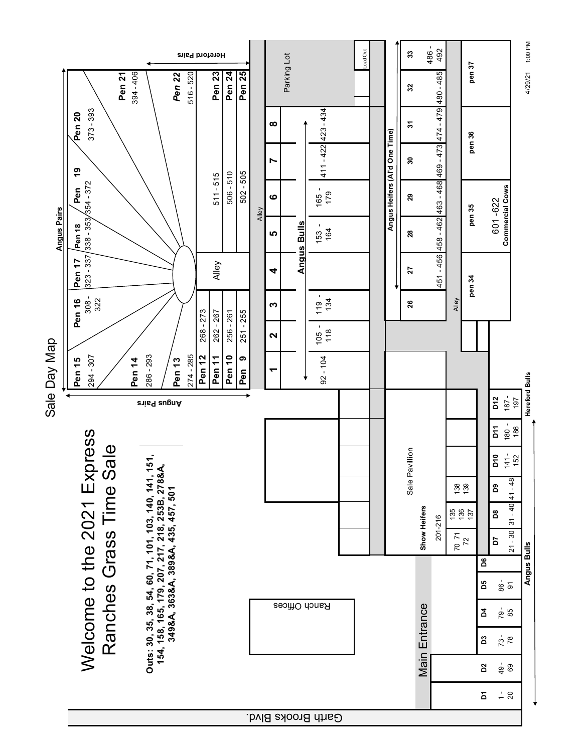# Welcome to the 2021 Express Ranches Grass Time Sale

**Outs: 30, 35, 38, 54, 60, 71, 101, 103, 140, 141, 151, 154, 158, 165, 179, 207, 217, 218, 253B, 278&A, 349&A, 363&A, 389&A, 435, 457, 501**

Sale Day Map

Angus Pairs

Pen 15 294 - 307
Pen 16 308 - 322
Pen 17 323 - 337
Pen 18 338 - 353
Pen 19 354 - 372
Pen 20 373 - 393
Pen 21 394 - 406
Pen 14 286 - 293
Pen 13 274 - 285
Pen 22 516 - 520
Pen 12 268 - 273
Pen 11 262 - 267
Pen 10 256 - 261
Pen 9 251 - 255
Alley
Pen 23 511 - 515
Pen 24 506 - 510
Pen 25 502 - 505

Hereford Pairs

Alley

Angus Bulls

1: 92 - 104
2: 105 - 118
3: 119 - 134
4
5: 153 - 164
6: 165 - 179
7: 411 - 422
8: 423 - 434

Parking Lot

Load Out

Angus Heifers (AI'd One Time)

26
27: 451 - 456
28: 458 - 462
29: 463 - 468
30: 469 - 473
31: 474 - 479
32: 480 - 485
33: 486 - 492

Alley

pen 34
pen 35
pen 36
pen 37

601 - 622
Commercial Cows

Sale Pavillion

Show Heifers
201-216

70 71 72
135 136 137
138 139

Ranch Offices

Main Entrance

Garth Brooks Blvd.

| D1 | D2 | D3 | D4 | D5 | D6 | D7 | D8 | D9 | D10 | D11 | D12 |
|---|---|---|---|---|---|---|---|---|---|---|---|
| 1 - 20 | 49 - 69 | 73 - 78 | 79 - 85 | 86 - 91 | | 21 - 30 | 31 - 40 | 41 - 48 | 141 - 152 | 180 - 186 | 187 - 197 |

Angus Bulls

Hereford Bulls

4/29/21 1:00 PM